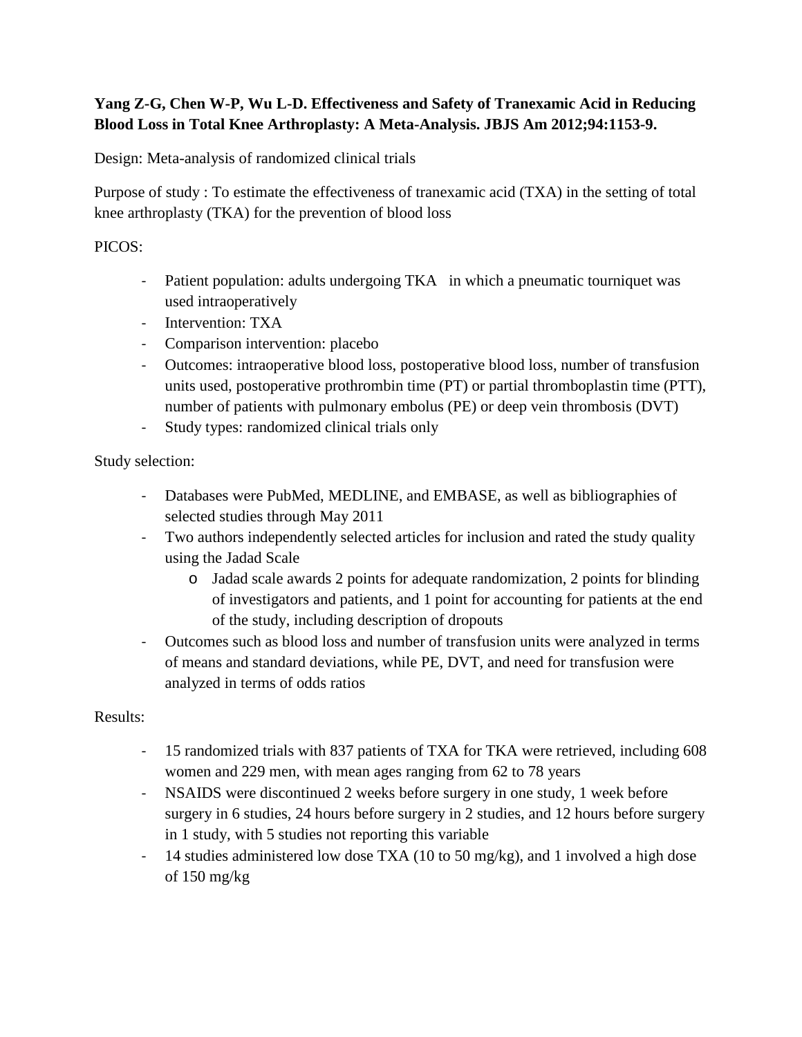**Yang Z-G, Chen W-P, Wu L-D. Effectiveness and Safety of Tranexamic Acid in Reducing Blood Loss in Total Knee Arthroplasty: A Meta-Analysis. JBJS Am 2012;94:1153-9.**

Design: Meta-analysis of randomized clinical trials

Purpose of study : To estimate the effectiveness of tranexamic acid (TXA) in the setting of total knee arthroplasty (TKA) for the prevention of blood loss

PICOS:

- Patient population: adults undergoing TKA in which a pneumatic tourniquet was used intraoperatively
- Intervention: TXA
- Comparison intervention: placebo
- Outcomes: intraoperative blood loss, postoperative blood loss, number of transfusion units used, postoperative prothrombin time (PT) or partial thromboplastin time (PTT), number of patients with pulmonary embolus (PE) or deep vein thrombosis (DVT)
- Study types: randomized clinical trials only

Study selection:

- Databases were PubMed, MEDLINE, and EMBASE, as well as bibliographies of selected studies through May 2011
- Two authors independently selected articles for inclusion and rated the study quality using the Jadad Scale
  - Jadad scale awards 2 points for adequate randomization, 2 points for blinding of investigators and patients, and 1 point for accounting for patients at the end of the study, including description of dropouts
- Outcomes such as blood loss and number of transfusion units were analyzed in terms of means and standard deviations, while PE, DVT, and need for transfusion were analyzed in terms of odds ratios

Results:

- 15 randomized trials with 837 patients of TXA for TKA were retrieved, including 608 women and 229 men, with mean ages ranging from 62 to 78 years
- NSAIDS were discontinued 2 weeks before surgery in one study, 1 week before surgery in 6 studies, 24 hours before surgery in 2 studies, and 12 hours before surgery in 1 study, with 5 studies not reporting this variable
- 14 studies administered low dose TXA (10 to 50 mg/kg), and 1 involved a high dose of 150 mg/kg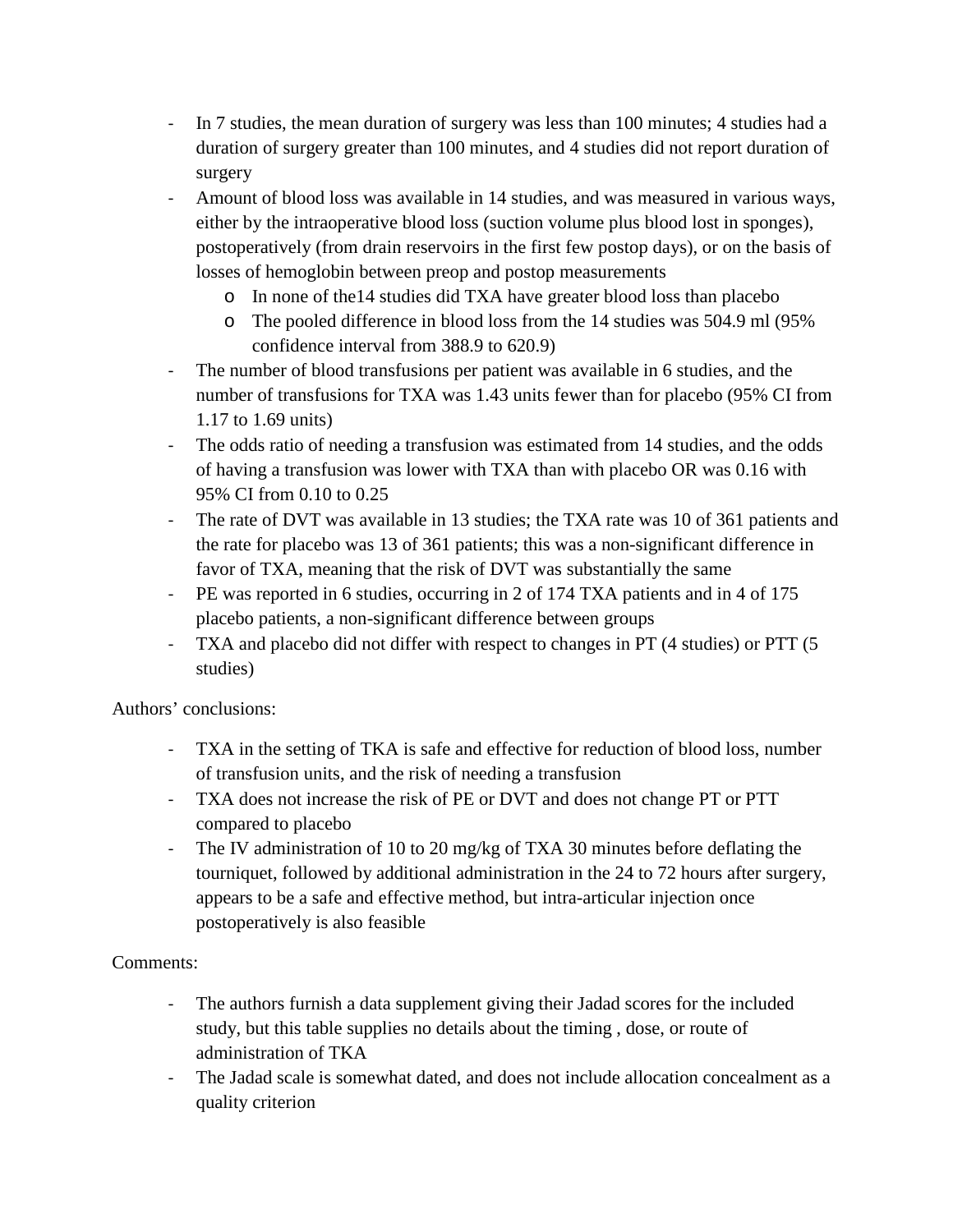- In 7 studies, the mean duration of surgery was less than 100 minutes; 4 studies had a duration of surgery greater than 100 minutes, and 4 studies did not report duration of surgery
- Amount of blood loss was available in 14 studies, and was measured in various ways, either by the intraoperative blood loss (suction volume plus blood lost in sponges), postoperatively (from drain reservoirs in the first few postop days), or on the basis of losses of hemoglobin between preop and postop measurements
    - In none of the14 studies did TXA have greater blood loss than placebo
    - The pooled difference in blood loss from the 14 studies was 504.9 ml (95% confidence interval from 388.9 to 620.9)
- The number of blood transfusions per patient was available in 6 studies, and the number of transfusions for TXA was 1.43 units fewer than for placebo (95% CI from 1.17 to 1.69 units)
- The odds ratio of needing a transfusion was estimated from 14 studies, and the odds of having a transfusion was lower with TXA than with placebo OR was 0.16 with 95% CI from 0.10 to 0.25
- The rate of DVT was available in 13 studies; the TXA rate was 10 of 361 patients and the rate for placebo was 13 of 361 patients; this was a non-significant difference in favor of TXA, meaning that the risk of DVT was substantially the same
- PE was reported in 6 studies, occurring in 2 of 174 TXA patients and in 4 of 175 placebo patients, a non-significant difference between groups
- TXA and placebo did not differ with respect to changes in PT (4 studies) or PTT (5 studies)

Authors' conclusions:

- TXA in the setting of TKA is safe and effective for reduction of blood loss, number of transfusion units, and the risk of needing a transfusion
- TXA does not increase the risk of PE or DVT and does not change PT or PTT compared to placebo
- The IV administration of 10 to 20 mg/kg of TXA 30 minutes before deflating the tourniquet, followed by additional administration in the 24 to 72 hours after surgery, appears to be a safe and effective method, but intra-articular injection once postoperatively is also feasible

Comments:

- The authors furnish a data supplement giving their Jadad scores for the included study, but this table supplies no details about the timing , dose, or route of administration of TKA
- The Jadad scale is somewhat dated, and does not include allocation concealment as a quality criterion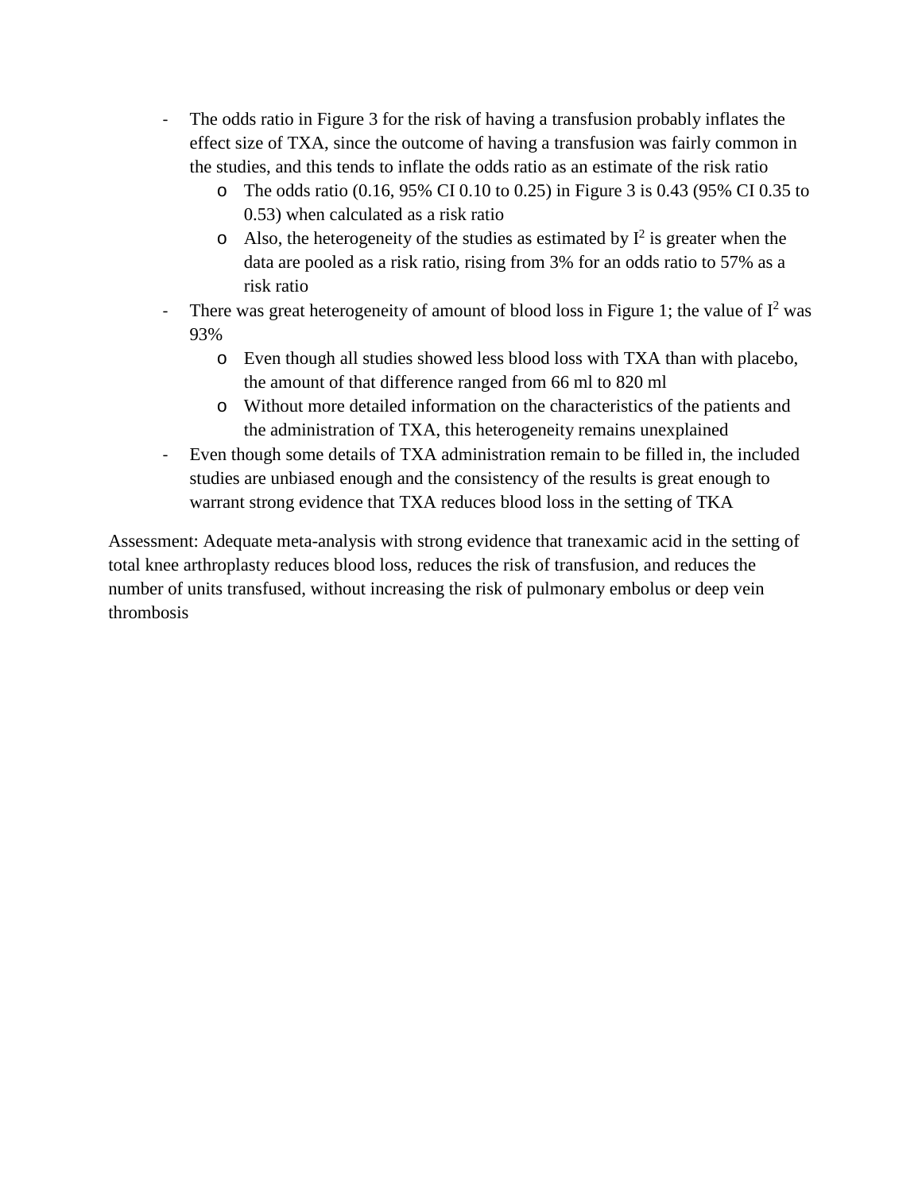- The odds ratio in Figure 3 for the risk of having a transfusion probably inflates the effect size of TXA, since the outcome of having a transfusion was fairly common in the studies, and this tends to inflate the odds ratio as an estimate of the risk ratio
    - The odds ratio (0.16, 95% CI 0.10 to 0.25) in Figure 3 is 0.43 (95% CI 0.35 to 0.53) when calculated as a risk ratio
    - Also, the heterogeneity of the studies as estimated by $I^2$ is greater when the data are pooled as a risk ratio, rising from 3% for an odds ratio to 57% as a risk ratio
- There was great heterogeneity of amount of blood loss in Figure 1; the value of $I^2$ was 93%
    - Even though all studies showed less blood loss with TXA than with placebo, the amount of that difference ranged from 66 ml to 820 ml
    - Without more detailed information on the characteristics of the patients and the administration of TXA, this heterogeneity remains unexplained
- Even though some details of TXA administration remain to be filled in, the included studies are unbiased enough and the consistency of the results is great enough to warrant strong evidence that TXA reduces blood loss in the setting of TKA

Assessment: Adequate meta-analysis with strong evidence that tranexamic acid in the setting of total knee arthroplasty reduces blood loss, reduces the risk of transfusion, and reduces the number of units transfused, without increasing the risk of pulmonary embolus or deep vein thrombosis